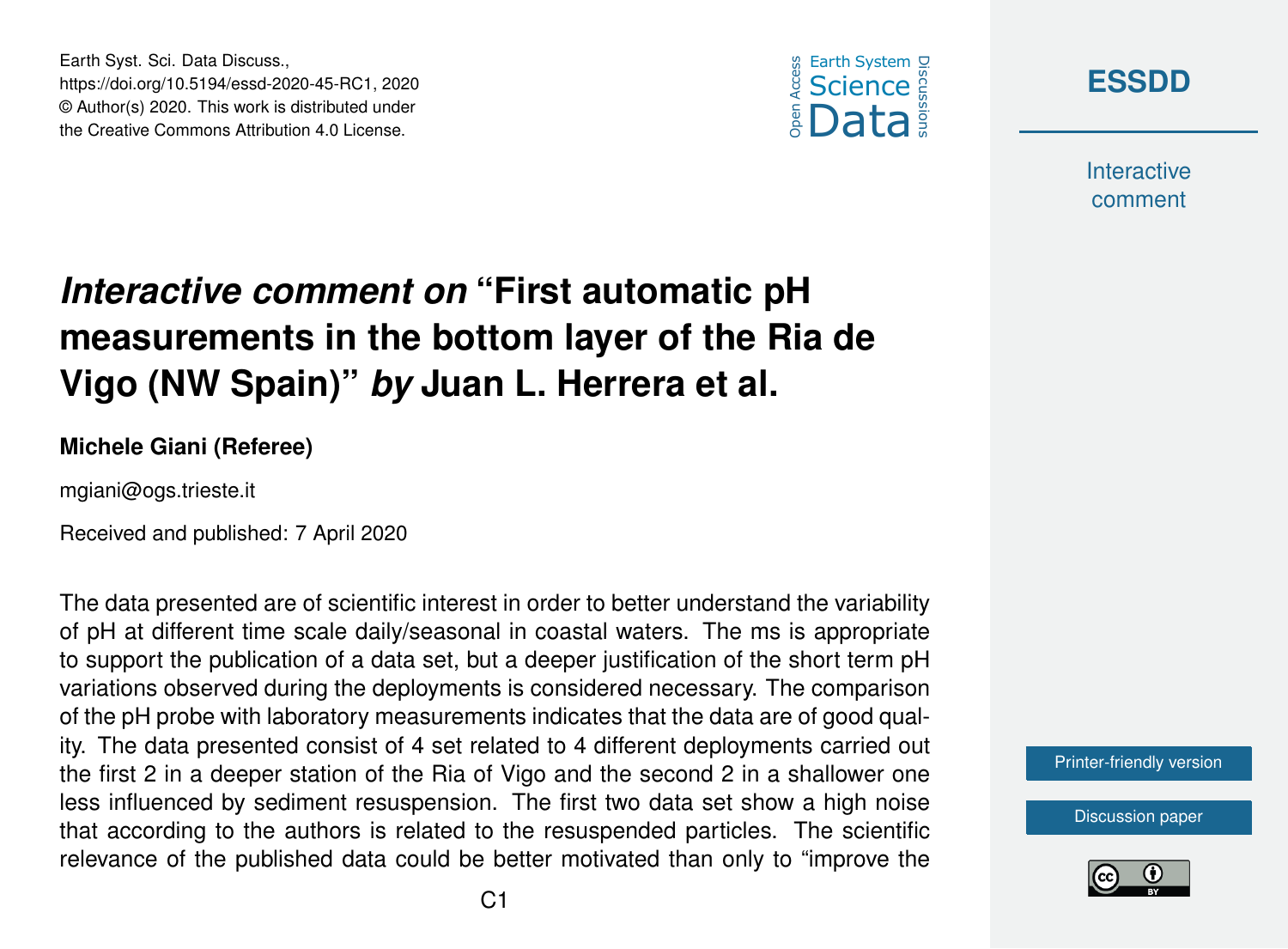# *Interactive comment on* "First automatic pH measurements in the bottom layer of the Ria de Vigo (NW Spain)" *by* Juan L. Herrera et al.

**Michele Giani (Referee)**

mgiani@ogs.trieste.it

Received and published: 7 April 2020

The data presented are of scientific interest in order to better understand the variability of pH at different time scale daily/seasonal in coastal waters. The ms is appropriate to support the publication of a data set, but a deeper justification of the short term pH variations observed during the deployments is considered necessary. The comparison of the pH probe with laboratory measurements indicates that the data are of good quality. The data presented consist of 4 set related to 4 different deployments carried out the first 2 in a deeper station of the Ria of Vigo and the second 2 in a shallower one less influenced by sediment resuspension. The first two data set show a high noise that according to the authors is related to the resuspended particles. The scientific relevance of the published data could be better motivated than only to "improve the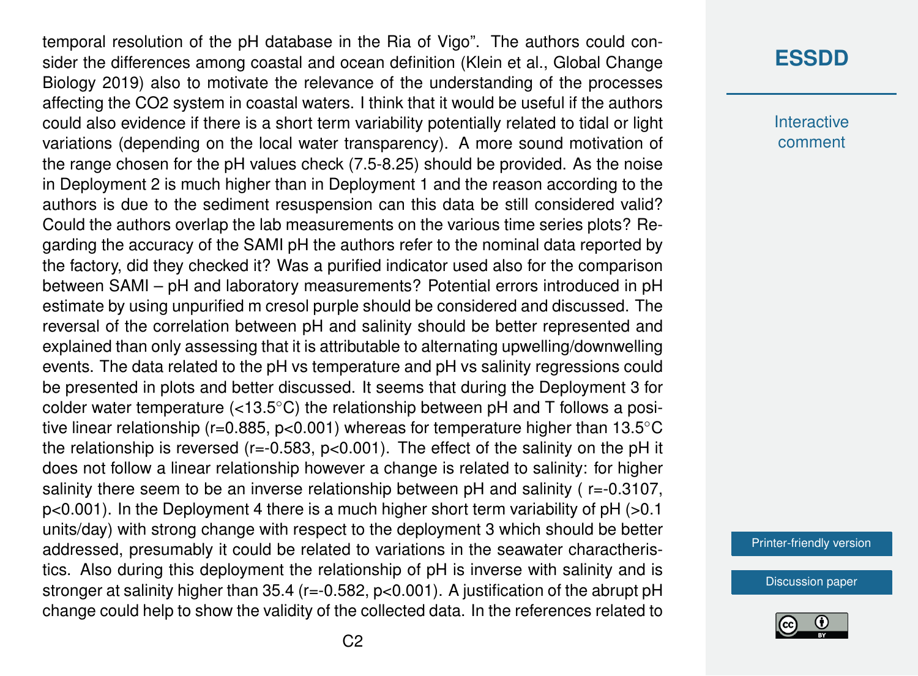temporal resolution of the pH database in the Ria of Vigo". The authors could consider the differences among coastal and ocean definition (Klein et al., Global Change Biology 2019) also to motivate the relevance of the understanding of the processes affecting the $CO_2$ system in coastal waters. I think that it would be useful if the authors could also evidence if there is a short term variability potentially related to tidal or light variations (depending on the local water transparency). A more sound motivation of the range chosen for the pH values check (7.5-8.25) should be provided. As the noise in Deployment 2 is much higher than in Deployment 1 and the reason according to the authors is due to the sediment resuspension can this data be still considered valid? Could the authors overlap the lab measurements on the various time series plots? Regarding the accuracy of the SAMI pH the authors refer to the nominal data reported by the factory, did they checked it? Was a purified indicator used also for the comparison between SAMI – pH and laboratory measurements? Potential errors introduced in pH estimate by using unpurified m cresol purple should be considered and discussed. The reversal of the correlation between pH and salinity should be better represented and explained than only assessing that it is attributable to alternating upwelling/downwelling events. The data related to the pH vs temperature and pH vs salinity regressions could be presented in plots and better discussed. It seems that during the Deployment 3 for colder water temperature (<13.5°C) the relationship between pH and T follows a positive linear relationship ($r=0.885$, $p<0.001$) whereas for temperature higher than 13.5°C the relationship is reversed ($r=-0.583$, $p<0.001$). The effect of the salinity on the pH it does not follow a linear relationship however a change is related to salinity: for higher salinity there seem to be an inverse relationship between pH and salinity ( $r=-0.3107$, $p<0.001$). In the Deployment 4 there is a much higher short term variability of pH (>0.1 units/day) with strong change with respect to the deployment 3 which should be better addressed, presumably it could be related to variations in the seawater charactheristics. Also during this deployment the relationship of pH is inverse with salinity and is stronger at salinity higher than 35.4 ($r=-0.582$, $p<0.001$). A justification of the abrupt pH change could help to show the validity of the collected data. In the references related to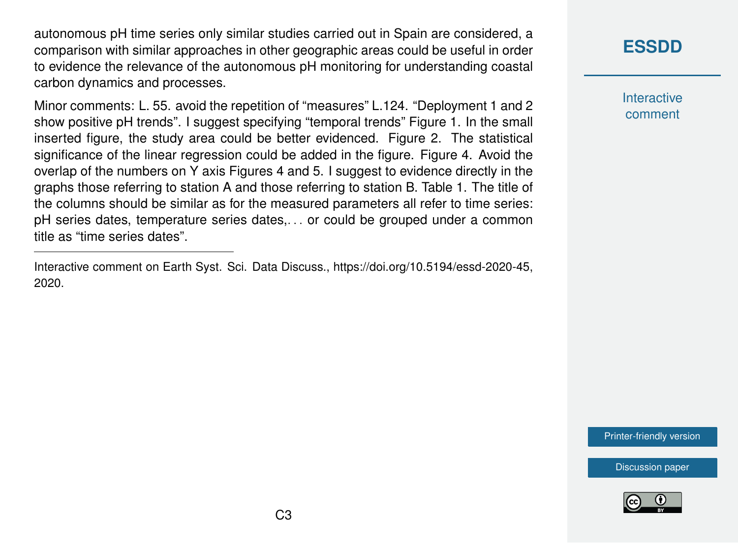autonomous pH time series only similar studies carried out in Spain are considered, a comparison with similar approaches in other geographic areas could be useful in order to evidence the relevance of the autonomous pH monitoring for understanding coastal carbon dynamics and processes.

Minor comments: L. 55. avoid the repetition of "measures" L.124. "Deployment 1 and 2 show positive pH trends". I suggest specifying "temporal trends" Figure 1. In the small inserted figure, the study area could be better evidenced. Figure 2. The statistical significance of the linear regression could be added in the figure. Figure 4. Avoid the overlap of the numbers on Y axis Figures 4 and 5. I suggest to evidence directly in the graphs those referring to station A and those referring to station B. Table 1. The title of the columns should be similar as for the measured parameters all refer to time series: pH series dates, temperature series dates,. . . or could be grouped under a common title as "time series dates".

---

Interactive comment on Earth Syst. Sci. Data Discuss., https://doi.org/10.5194/essd-2020-45, 2020.